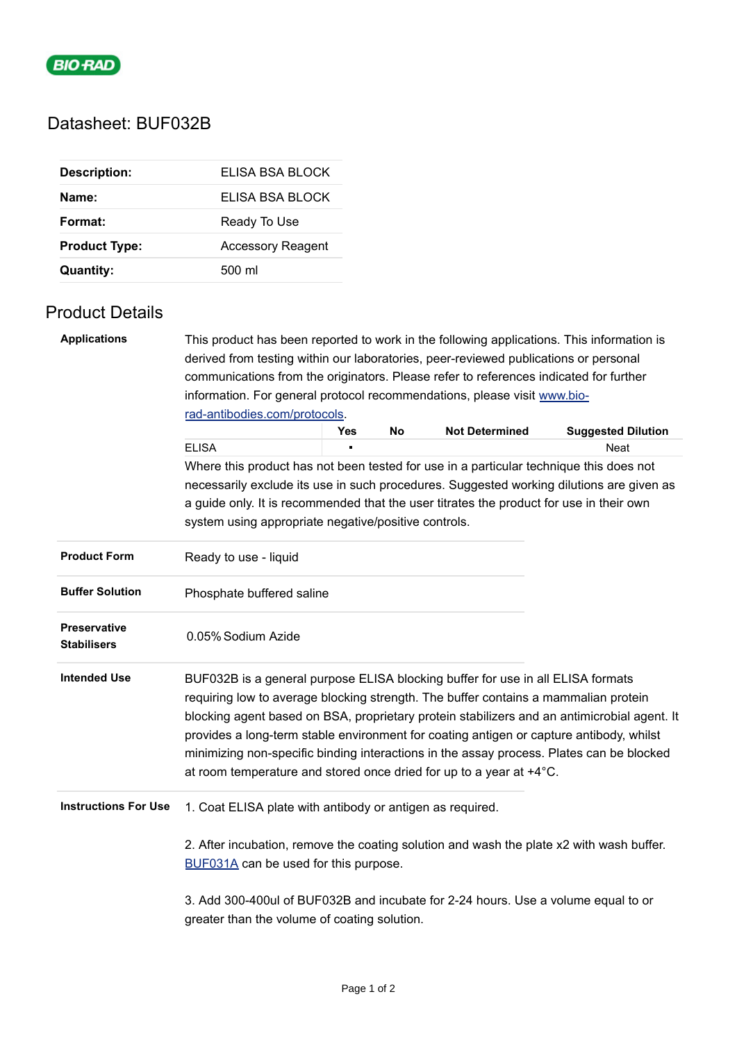# Datasheet: BUF032B

| | |
|---|---|
| **Description:** | ELISA BSA BLOCK |
| **Name:** | ELISA BSA BLOCK |
| **Format:** | Ready To Use |
| **Product Type:** | Accessory Reagent |
| **Quantity:** | 500 ml |

## Product Details

**Applications**

This product has been reported to work in the following applications. This information is derived from testing within our laboratories, peer-reviewed publications or personal communications from the originators. Please refer to references indicated for further information. For general protocol recommendations, please visit [www.bio-rad-antibodies.com/protocols](www.bio-rad-antibodies.com/protocols).

| | Yes | No | Not Determined | Suggested Dilution |
|---|---|---|---|---|
| ELISA | ▪ | | | Neat |

Where this product has not been tested for use in a particular technique this does not necessarily exclude its use in such procedures. Suggested working dilutions are given as a guide only. It is recommended that the user titrates the product for use in their own system using appropriate negative/positive controls.

**Product Form**

Ready to use - liquid

**Buffer Solution**

Phosphate buffered saline

**Preservative Stabilisers**

0.05% Sodium Azide

**Intended Use**

BUF032B is a general purpose ELISA blocking buffer for use in all ELISA formats requiring low to average blocking strength. The buffer contains a mammalian protein blocking agent based on BSA, proprietary protein stabilizers and an antimicrobial agent. It provides a long-term stable environment for coating antigen or capture antibody, whilst minimizing non-specific binding interactions in the assay process. Plates can be blocked at room temperature and stored once dried for up to a year at +4°C.

**Instructions For Use**

1. Coat ELISA plate with antibody or antigen as required.

2. After incubation, remove the coating solution and wash the plate x2 with wash buffer. BUF031A can be used for this purpose.

3. Add 300-400ul of BUF032B and incubate for 2-24 hours. Use a volume equal to or greater than the volume of coating solution.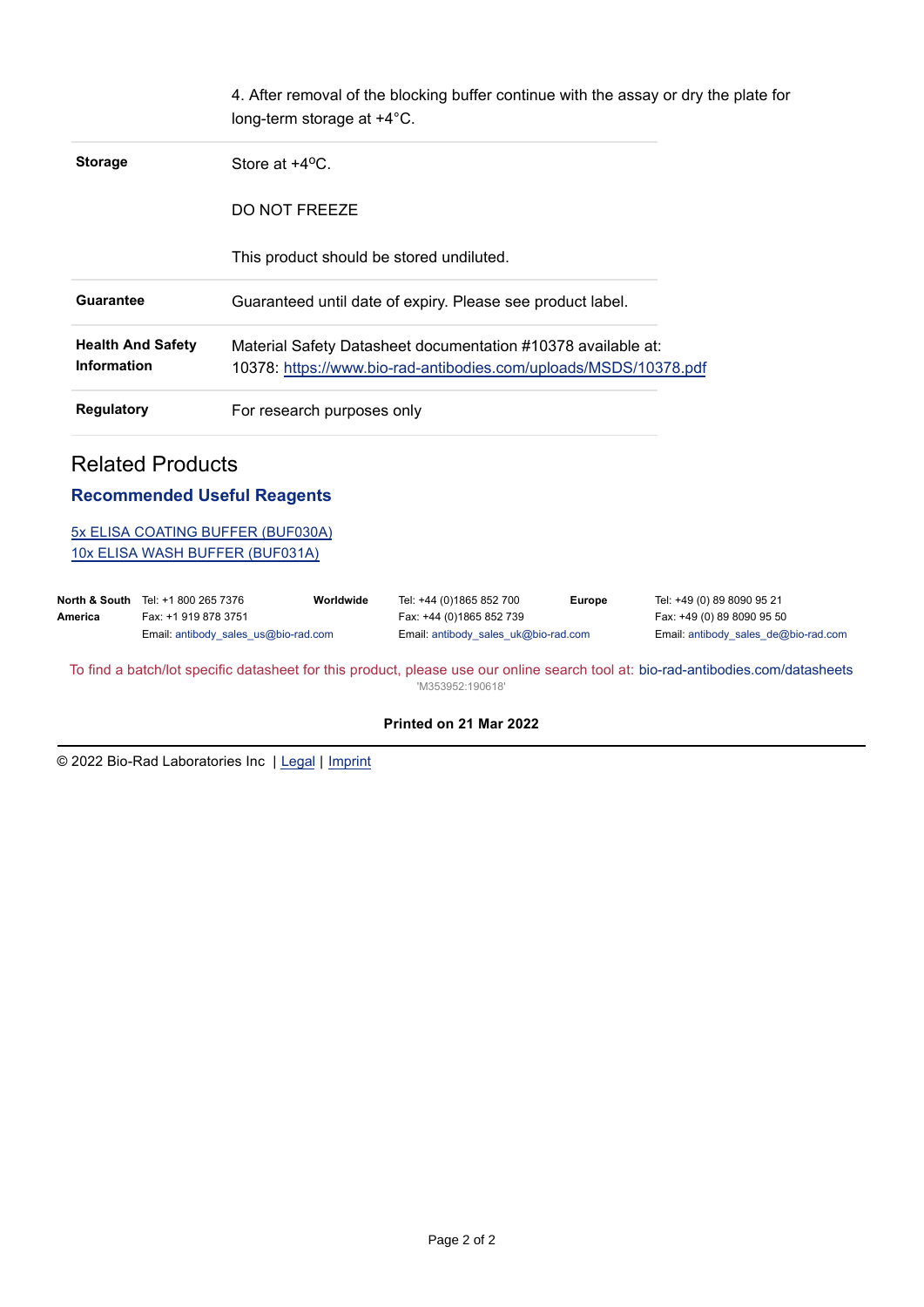4. After removal of the blocking buffer continue with the assay or dry the plate for long-term storage at +4°C.

| | |
|---|---|
| **Storage** | Store at +4°C.<br><br>DO NOT FREEZE<br><br>This product should be stored undiluted. |
| **Guarantee** | Guaranteed until date of expiry. Please see product label. |
| **Health And Safety Information** | Material Safety Datasheet documentation #10378 available at:<br>10378: https://www.bio-rad-antibodies.com/uploads/MSDS/10378.pdf |
| **Regulatory** | For research purposes only |

## Related Products

### Recommended Useful Reagents

5x ELISA COATING BUFFER (BUF030A)
10x ELISA WASH BUFFER (BUF031A)

| | | | | | |
|---|---|---|---|---|---|
| **North & South America** | Tel: +1 800 265 7376<br>Fax: +1 919 878 3751<br>Email: antibody_sales_us@bio-rad.com | **Worldwide** | Tel: +44 (0)1865 852 700<br>Fax: +44 (0)1865 852 739<br>Email: antibody_sales_uk@bio-rad.com | **Europe** | Tel: +49 (0) 89 8090 95 21<br>Fax: +49 (0) 89 8090 95 50<br>Email: antibody_sales_de@bio-rad.com |

To find a batch/lot specific datasheet for this product, please use our online search tool at: bio-rad-antibodies.com/datasheets

'M353952:190618'

**Printed on 21 Mar 2022**

© 2022 Bio-Rad Laboratories Inc | Legal | Imprint